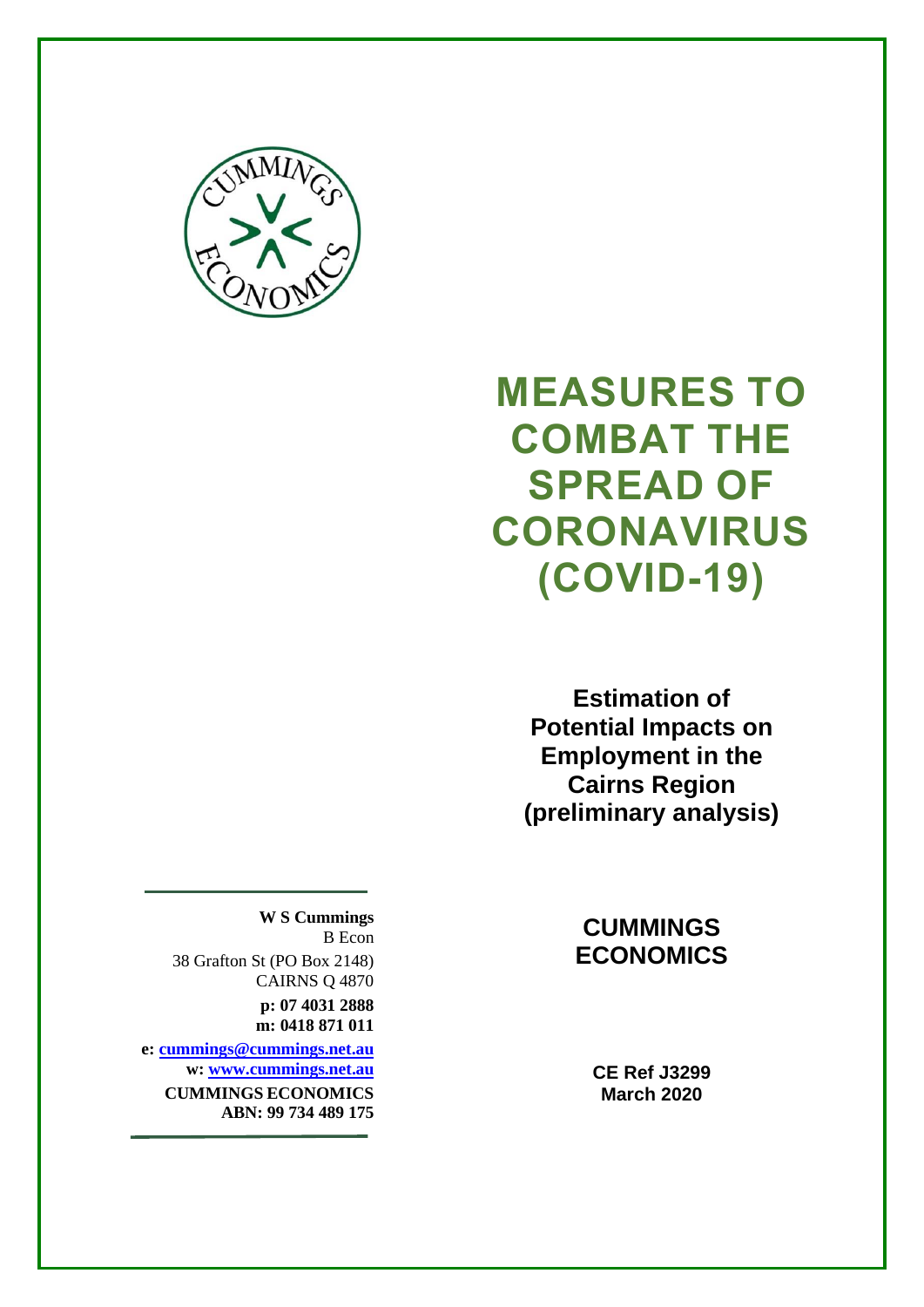# MEASURES TO COMBAT THE SPREAD OF CORONAVIRUS (COVID-19)

## Estimation of Potential Impacts on Employment in the Cairns Region (preliminary analysis)

**W S Cummings**
B Econ
38 Grafton St (PO Box 2148)
CAIRNS Q 4870
**p: 07 4031 2888**
**m: 0418 871 011**
**e: cummings@cummings.net.au**
**w: www.cummings.net.au**
**CUMMINGS ECONOMICS**
**ABN: 99 734 489 175**

**CUMMINGS ECONOMICS**

**CE Ref J3299**
**March 2020**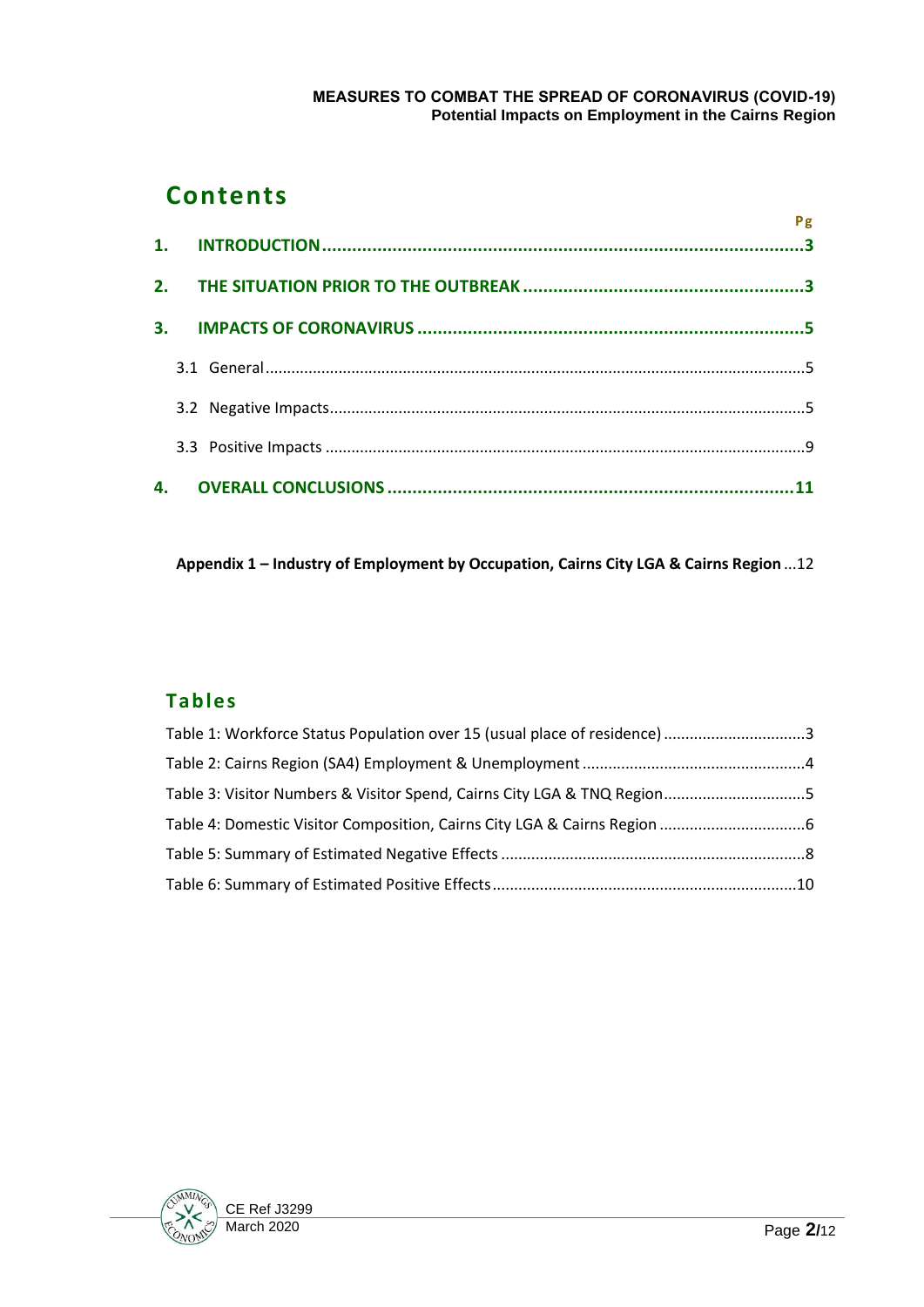# Contents

| | Pg |
|---|---|
| **1. INTRODUCTION** | **3** |
| **2. THE SITUATION PRIOR TO THE OUTBREAK** | **3** |
| **3. IMPACTS OF CORONAVIRUS** | **5** |
| 3.1 General | 5 |
| 3.2 Negative Impacts | 5 |
| 3.3 Positive Impacts | 9 |
| **4. OVERALL CONCLUSIONS** | **11** |
| **Appendix 1 – Industry of Employment by Occupation, Cairns City LGA & Cairns Region** | 12 |

# Tables

| | |
|---|---|
| Table 1: Workforce Status Population over 15 (usual place of residence) | 3 |
| Table 2: Cairns Region (SA4) Employment & Unemployment | 4 |
| Table 3: Visitor Numbers & Visitor Spend, Cairns City LGA & TNQ Region | 5 |
| Table 4: Domestic Visitor Composition, Cairns City LGA & Cairns Region | 6 |
| Table 5: Summary of Estimated Negative Effects | 8 |
| Table 6: Summary of Estimated Positive Effects | 10 |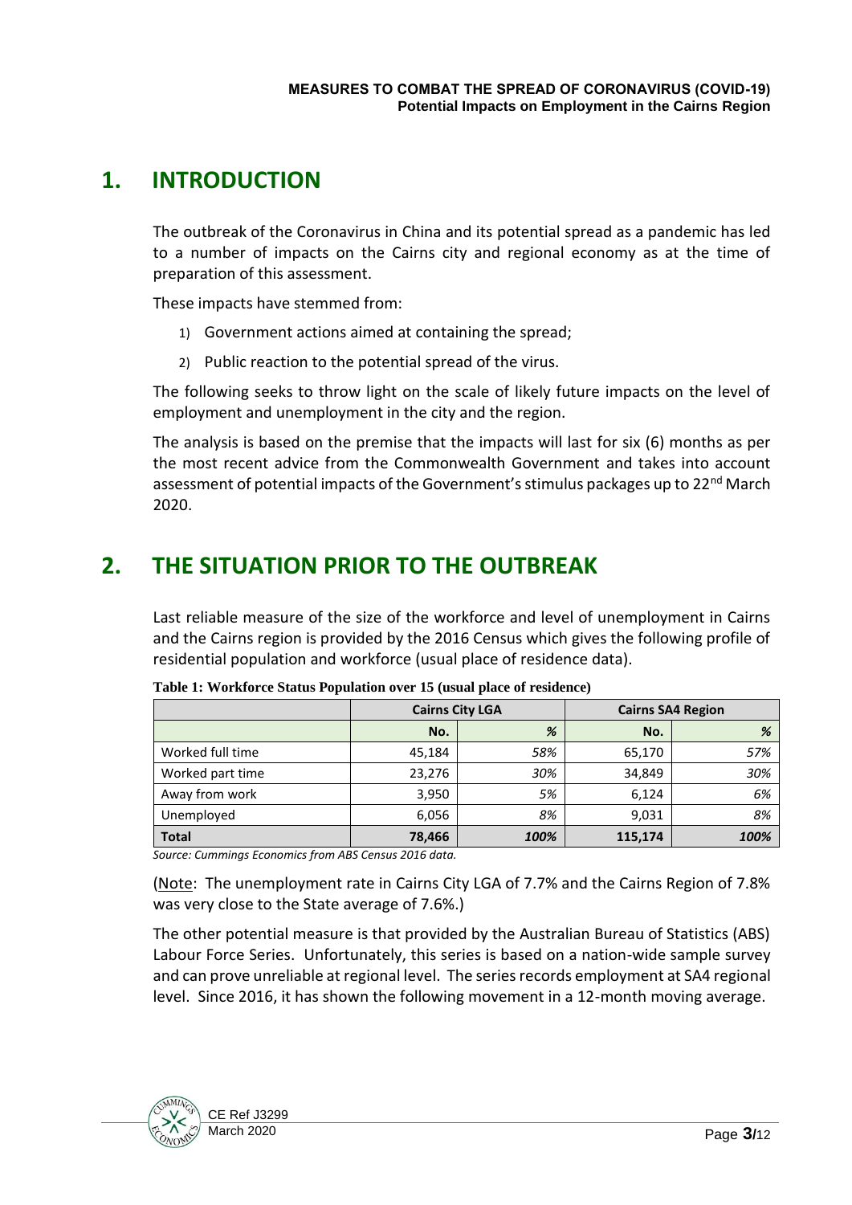# 1. INTRODUCTION

The outbreak of the Coronavirus in China and its potential spread as a pandemic has led to a number of impacts on the Cairns city and regional economy as at the time of preparation of this assessment.

These impacts have stemmed from:

1) Government actions aimed at containing the spread;
2) Public reaction to the potential spread of the virus.

The following seeks to throw light on the scale of likely future impacts on the level of employment and unemployment in the city and the region.

The analysis is based on the premise that the impacts will last for six (6) months as per the most recent advice from the Commonwealth Government and takes into account assessment of potential impacts of the Government's stimulus packages up to 22nd March 2020.

# 2. THE SITUATION PRIOR TO THE OUTBREAK

Last reliable measure of the size of the workforce and level of unemployment in Cairns and the Cairns region is provided by the 2016 Census which gives the following profile of residential population and workforce (usual place of residence data).

**Table 1: Workforce Status Population over 15 (usual place of residence)**

| | Cairns City LGA | | Cairns SA4 Region | |
|---|---|---|---|---|
| | **No.** | ***%*** | **No.** | ***%*** |
| Worked full time | 45,184 | *58%* | 65,170 | *57%* |
| Worked part time | 23,276 | *30%* | 34,849 | *30%* |
| Away from work | 3,950 | *5%* | 6,124 | *6%* |
| Unemployed | 6,056 | *8%* | 9,031 | *8%* |
| **Total** | **78,466** | ***100%*** | **115,174** | ***100%*** |

*Source: Cummings Economics from ABS Census 2016 data.*

(Note: The unemployment rate in Cairns City LGA of 7.7% and the Cairns Region of 7.8% was very close to the State average of 7.6%.)

The other potential measure is that provided by the Australian Bureau of Statistics (ABS) Labour Force Series. Unfortunately, this series is based on a nation-wide sample survey and can prove unreliable at regional level. The series records employment at SA4 regional level. Since 2016, it has shown the following movement in a 12-month moving average.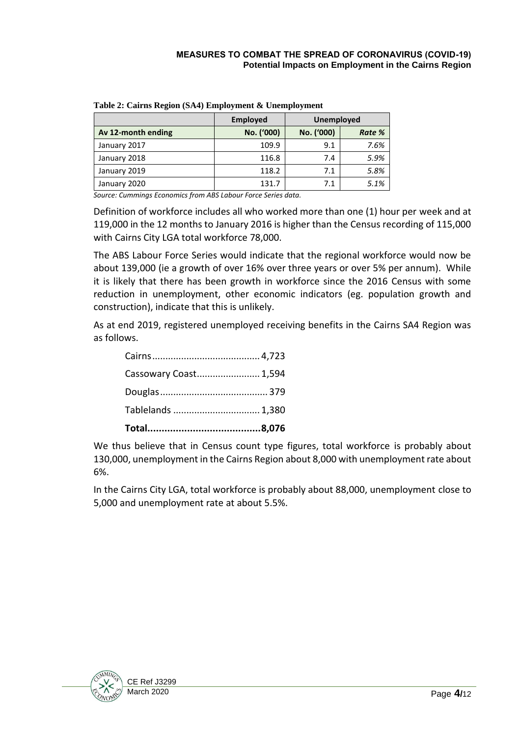**Table 2: Cairns Region (SA4) Employment & Unemployment**

| | Employed | Unemployed | |
|---|---|---|---|
| **Av 12-month ending** | **No. ('000)** | **No. ('000)** | ***Rate %*** |
| January 2017 | 109.9 | 9.1 | *7.6%* |
| January 2018 | 116.8 | 7.4 | *5.9%* |
| January 2019 | 118.2 | 7.1 | *5.8%* |
| January 2020 | 131.7 | 7.1 | *5.1%* |

*Source: Cummings Economics from ABS Labour Force Series data.*

Definition of workforce includes all who worked more than one (1) hour per week and at 119,000 in the 12 months to January 2016 is higher than the Census recording of 115,000 with Cairns City LGA total workforce 78,000.

The ABS Labour Force Series would indicate that the regional workforce would now be about 139,000 (ie a growth of over 16% over three years or over 5% per annum). While it is likely that there has been growth in workforce since the 2016 Census with some reduction in unemployment, other economic indicators (eg. population growth and construction), indicate that this is unlikely.

As at end 2019, registered unemployed receiving benefits in the Cairns SA4 Region was as follows.

Cairns........................................ 4,723
Cassowary Coast........................ 1,594
Douglas......................................... 379
Tablelands ................................ 1,380
**Total........................................8,076**

We thus believe that in Census count type figures, total workforce is probably about 130,000, unemployment in the Cairns Region about 8,000 with unemployment rate about 6%.

In the Cairns City LGA, total workforce is probably about 88,000, unemployment close to 5,000 and unemployment rate at about 5.5%.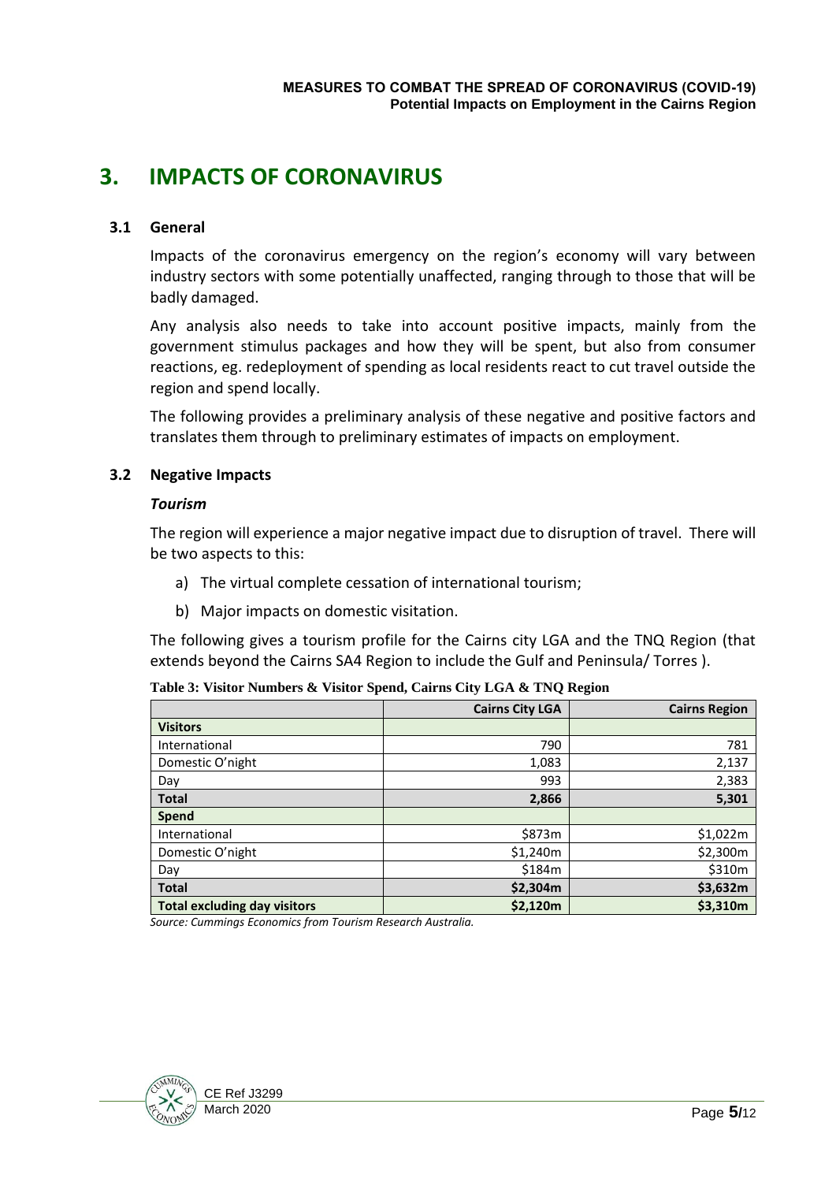# 3. IMPACTS OF CORONAVIRUS

## 3.1 General

Impacts of the coronavirus emergency on the region's economy will vary between industry sectors with some potentially unaffected, ranging through to those that will be badly damaged.

Any analysis also needs to take into account positive impacts, mainly from the government stimulus packages and how they will be spent, but also from consumer reactions, eg. redeployment of spending as local residents react to cut travel outside the region and spend locally.

The following provides a preliminary analysis of these negative and positive factors and translates them through to preliminary estimates of impacts on employment.

## 3.2 Negative Impacts

### *Tourism*

The region will experience a major negative impact due to disruption of travel. There will be two aspects to this:

a) The virtual complete cessation of international tourism;

b) Major impacts on domestic visitation.

The following gives a tourism profile for the Cairns city LGA and the TNQ Region (that extends beyond the Cairns SA4 Region to include the Gulf and Peninsula/ Torres ).

**Table 3: Visitor Numbers & Visitor Spend, Cairns City LGA & TNQ Region**

| | Cairns City LGA | Cairns Region |
|---|---|---|
| **Visitors** | | |
| International | 790 | 781 |
| Domestic O'night | 1,083 | 2,137 |
| Day | 993 | 2,383 |
| **Total** | **2,866** | **5,301** |
| **Spend** | | |
| International | \$873m | \$1,022m |
| Domestic O'night | \$1,240m | \$2,300m |
| Day | \$184m | \$310m |
| **Total** | **\$2,304m** | **\$3,632m** |
| **Total excluding day visitors** | **\$2,120m** | **\$3,310m** |

*Source: Cummings Economics from Tourism Research Australia.*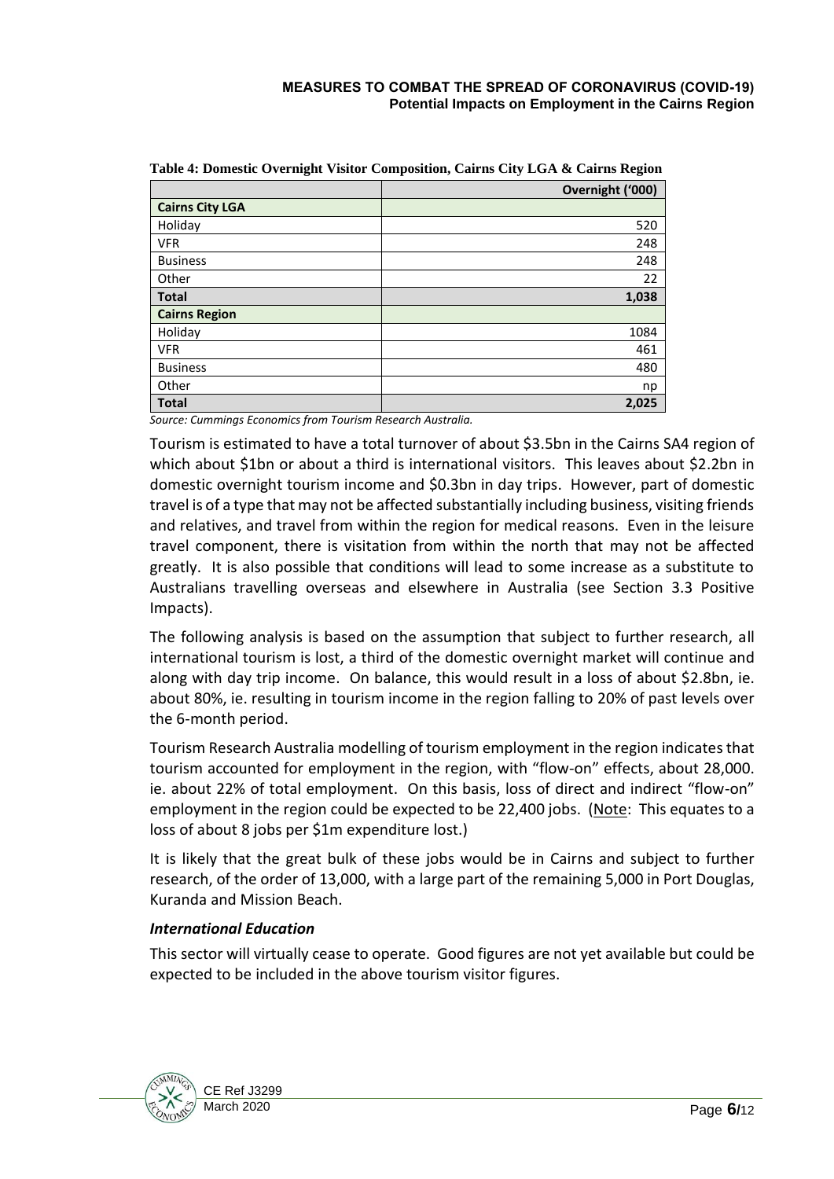**Table 4: Domestic Overnight Visitor Composition, Cairns City LGA & Cairns Region**

| | Overnight ('000) |
|---|---:|
| **Cairns City LGA** | |
| Holiday | 520 |
| VFR | 248 |
| Business | 248 |
| Other | 22 |
| **Total** | **1,038** |
| **Cairns Region** | |
| Holiday | 1084 |
| VFR | 461 |
| Business | 480 |
| Other | np |
| **Total** | **2,025** |

*Source: Cummings Economics from Tourism Research Australia.*

Tourism is estimated to have a total turnover of about $3.5bn in the Cairns SA4 region of which about $1bn or about a third is international visitors. This leaves about $2.2bn in domestic overnight tourism income and $0.3bn in day trips. However, part of domestic travel is of a type that may not be affected substantially including business, visiting friends and relatives, and travel from within the region for medical reasons. Even in the leisure travel component, there is visitation from within the north that may not be affected greatly. It is also possible that conditions will lead to some increase as a substitute to Australians travelling overseas and elsewhere in Australia (see Section 3.3 Positive Impacts).

The following analysis is based on the assumption that subject to further research, all international tourism is lost, a third of the domestic overnight market will continue and along with day trip income. On balance, this would result in a loss of about $2.8bn, ie. about 80%, ie. resulting in tourism income in the region falling to 20% of past levels over the 6-month period.

Tourism Research Australia modelling of tourism employment in the region indicates that tourism accounted for employment in the region, with "flow-on" effects, about 28,000. ie. about 22% of total employment. On this basis, loss of direct and indirect "flow-on" employment in the region could be expected to be 22,400 jobs. (Note: This equates to a loss of about 8 jobs per $1m expenditure lost.)

It is likely that the great bulk of these jobs would be in Cairns and subject to further research, of the order of 13,000, with a large part of the remaining 5,000 in Port Douglas, Kuranda and Mission Beach.

### *International Education*

This sector will virtually cease to operate. Good figures are not yet available but could be expected to be included in the above tourism visitor figures.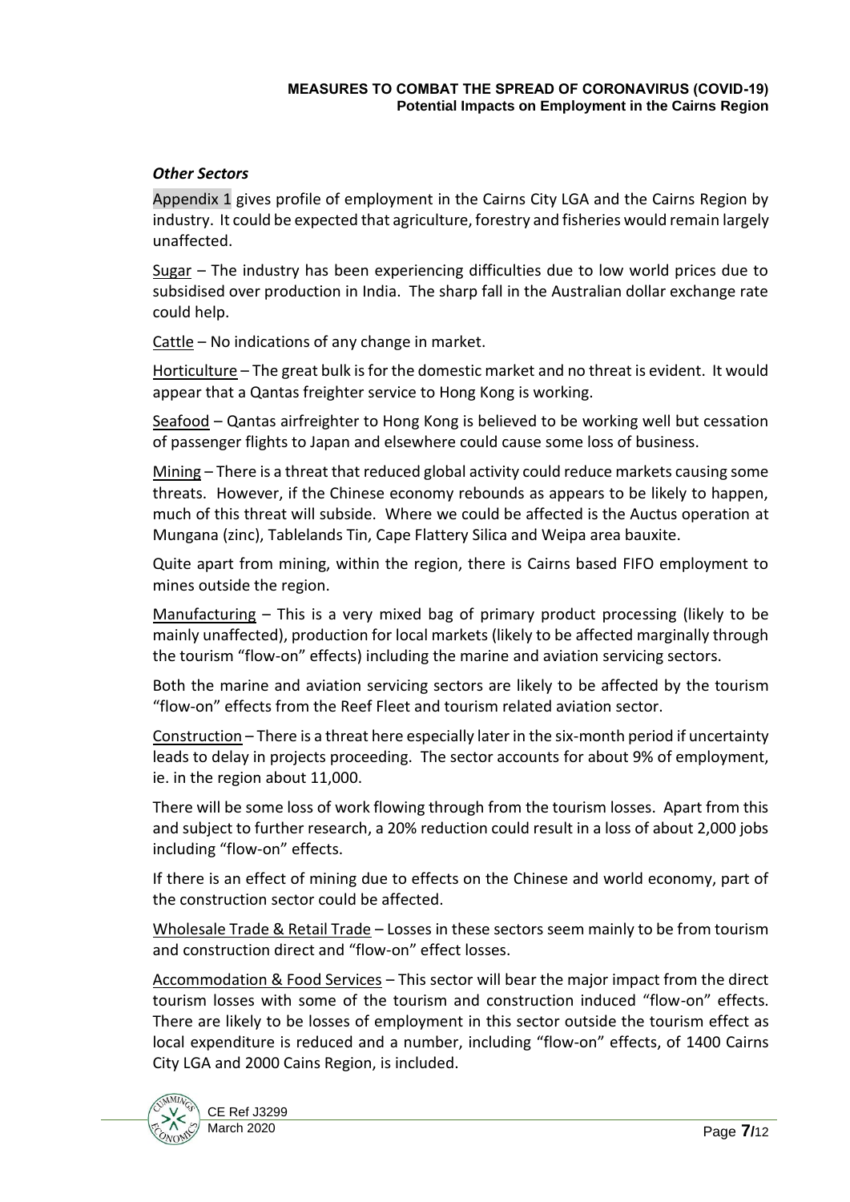### *Other Sectors*

Appendix 1 gives profile of employment in the Cairns City LGA and the Cairns Region by industry. It could be expected that agriculture, forestry and fisheries would remain largely unaffected.

Sugar – The industry has been experiencing difficulties due to low world prices due to subsidised over production in India. The sharp fall in the Australian dollar exchange rate could help.

Cattle – No indications of any change in market.

Horticulture – The great bulk is for the domestic market and no threat is evident. It would appear that a Qantas freighter service to Hong Kong is working.

Seafood – Qantas airfreighter to Hong Kong is believed to be working well but cessation of passenger flights to Japan and elsewhere could cause some loss of business.

Mining – There is a threat that reduced global activity could reduce markets causing some threats. However, if the Chinese economy rebounds as appears to be likely to happen, much of this threat will subside. Where we could be affected is the Auctus operation at Mungana (zinc), Tablelands Tin, Cape Flattery Silica and Weipa area bauxite.

Quite apart from mining, within the region, there is Cairns based FIFO employment to mines outside the region.

Manufacturing – This is a very mixed bag of primary product processing (likely to be mainly unaffected), production for local markets (likely to be affected marginally through the tourism "flow-on" effects) including the marine and aviation servicing sectors.

Both the marine and aviation servicing sectors are likely to be affected by the tourism "flow-on" effects from the Reef Fleet and tourism related aviation sector.

Construction – There is a threat here especially later in the six-month period if uncertainty leads to delay in projects proceeding. The sector accounts for about 9% of employment, ie. in the region about 11,000.

There will be some loss of work flowing through from the tourism losses. Apart from this and subject to further research, a 20% reduction could result in a loss of about 2,000 jobs including "flow-on" effects.

If there is an effect of mining due to effects on the Chinese and world economy, part of the construction sector could be affected.

Wholesale Trade & Retail Trade – Losses in these sectors seem mainly to be from tourism and construction direct and "flow-on" effect losses.

Accommodation & Food Services – This sector will bear the major impact from the direct tourism losses with some of the tourism and construction induced "flow-on" effects. There are likely to be losses of employment in this sector outside the tourism effect as local expenditure is reduced and a number, including "flow-on" effects, of 1400 Cairns City LGA and 2000 Cains Region, is included.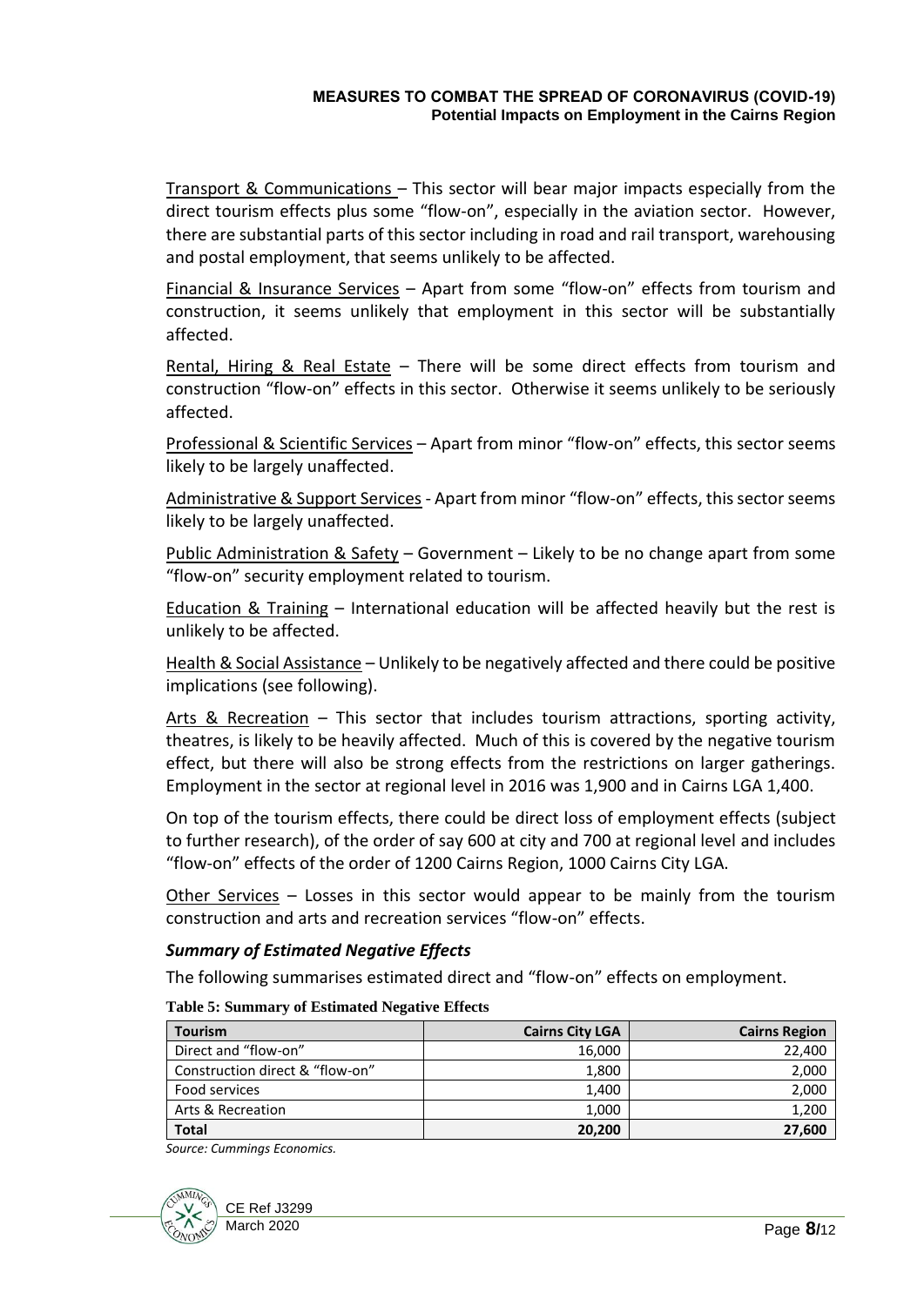Transport & Communications – This sector will bear major impacts especially from the direct tourism effects plus some "flow-on", especially in the aviation sector. However, there are substantial parts of this sector including in road and rail transport, warehousing and postal employment, that seems unlikely to be affected.

Financial & Insurance Services – Apart from some "flow-on" effects from tourism and construction, it seems unlikely that employment in this sector will be substantially affected.

Rental, Hiring & Real Estate – There will be some direct effects from tourism and construction "flow-on" effects in this sector. Otherwise it seems unlikely to be seriously affected.

Professional & Scientific Services – Apart from minor "flow-on" effects, this sector seems likely to be largely unaffected.

Administrative & Support Services - Apart from minor "flow-on" effects, this sector seems likely to be largely unaffected.

Public Administration & Safety – Government – Likely to be no change apart from some "flow-on" security employment related to tourism.

Education & Training – International education will be affected heavily but the rest is unlikely to be affected.

Health & Social Assistance – Unlikely to be negatively affected and there could be positive implications (see following).

Arts & Recreation – This sector that includes tourism attractions, sporting activity, theatres, is likely to be heavily affected. Much of this is covered by the negative tourism effect, but there will also be strong effects from the restrictions on larger gatherings. Employment in the sector at regional level in 2016 was 1,900 and in Cairns LGA 1,400.

On top of the tourism effects, there could be direct loss of employment effects (subject to further research), of the order of say 600 at city and 700 at regional level and includes "flow-on" effects of the order of 1200 Cairns Region, 1000 Cairns City LGA.

Other Services – Losses in this sector would appear to be mainly from the tourism construction and arts and recreation services "flow-on" effects.

### *Summary of Estimated Negative Effects*

The following summarises estimated direct and "flow-on" effects on employment.

**Table 5: Summary of Estimated Negative Effects**

| Tourism | Cairns City LGA | Cairns Region |
|---|---:|---:|
| Direct and "flow-on" | 16,000 | 22,400 |
| Construction direct & "flow-on" | 1,800 | 2,000 |
| Food services | 1,400 | 2,000 |
| Arts & Recreation | 1,000 | 1,200 |
| **Total** | **20,200** | **27,600** |

*Source: Cummings Economics.*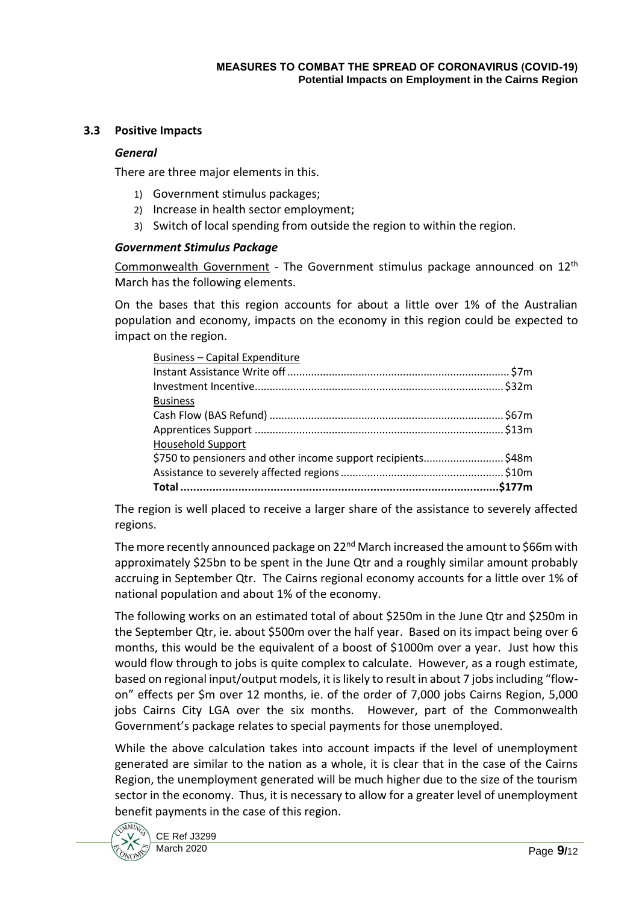### 3.3 Positive Impacts

#### *General*

There are three major elements in this.

1) Government stimulus packages;
2) Increase in health sector employment;
3) Switch of local spending from outside the region to within the region.

#### *Government Stimulus Package*

Commonwealth Government - The Government stimulus package announced on 12th March has the following elements.

On the bases that this region accounts for about a little over 1% of the Australian population and economy, impacts on the economy in this region could be expected to impact on the region.

| | |
|---|---|
| Business – Capital Expenditure | |
| Instant Assistance Write off | $7m |
| Investment Incentive | $32m |
| Business | |
| Cash Flow (BAS Refund) | $67m |
| Apprentices Support | $13m |
| Household Support | |
| $750 to pensioners and other income support recipients | $48m |
| Assistance to severely affected regions | $10m |
| **Total** | **$177m** |

The region is well placed to receive a larger share of the assistance to severely affected regions.

The more recently announced package on 22nd March increased the amount to $66m with approximately $25bn to be spent in the June Qtr and a roughly similar amount probably accruing in September Qtr. The Cairns regional economy accounts for a little over 1% of national population and about 1% of the economy.

The following works on an estimated total of about $250m in the June Qtr and $250m in the September Qtr, ie. about $500m over the half year. Based on its impact being over 6 months, this would be the equivalent of a boost of $1000m over a year. Just how this would flow through to jobs is quite complex to calculate. However, as a rough estimate, based on regional input/output models, it is likely to result in about 7 jobs including "flow-on" effects per $m over 12 months, ie. of the order of 7,000 jobs Cairns Region, 5,000 jobs Cairns City LGA over the six months. However, part of the Commonwealth Government's package relates to special payments for those unemployed.

While the above calculation takes into account impacts if the level of unemployment generated are similar to the nation as a whole, it is clear that in the case of the Cairns Region, the unemployment generated will be much higher due to the size of the tourism sector in the economy. Thus, it is necessary to allow for a greater level of unemployment benefit payments in the case of this region.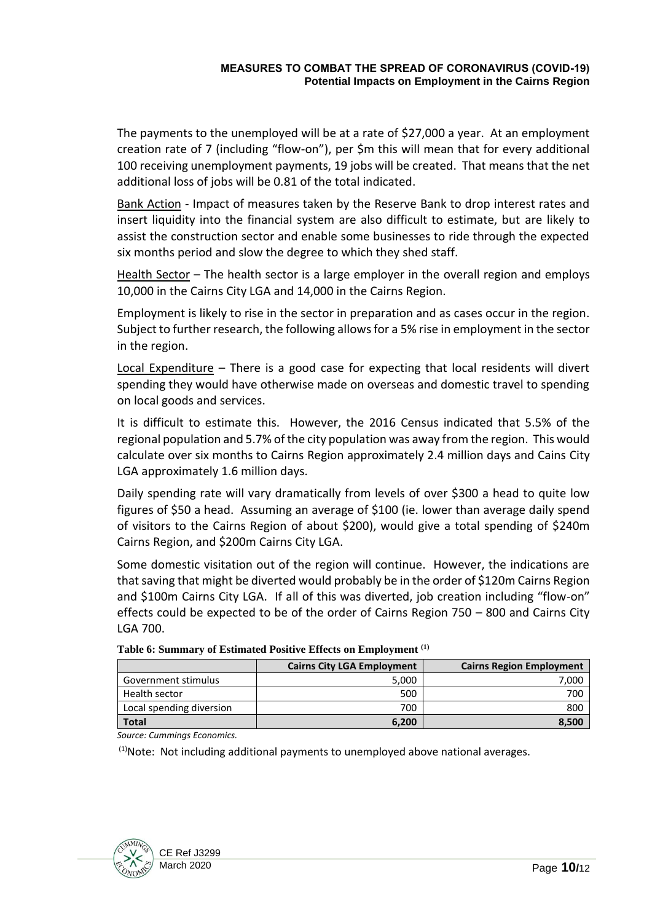The payments to the unemployed will be at a rate of $27,000 a year. At an employment creation rate of 7 (including "flow-on"), per $m this will mean that for every additional 100 receiving unemployment payments, 19 jobs will be created. That means that the net additional loss of jobs will be 0.81 of the total indicated.

<u>Bank Action</u> - Impact of measures taken by the Reserve Bank to drop interest rates and insert liquidity into the financial system are also difficult to estimate, but are likely to assist the construction sector and enable some businesses to ride through the expected six months period and slow the degree to which they shed staff.

<u>Health Sector</u> – The health sector is a large employer in the overall region and employs 10,000 in the Cairns City LGA and 14,000 in the Cairns Region.

Employment is likely to rise in the sector in preparation and as cases occur in the region. Subject to further research, the following allows for a 5% rise in employment in the sector in the region.

<u>Local Expenditure</u> – There is a good case for expecting that local residents will divert spending they would have otherwise made on overseas and domestic travel to spending on local goods and services.

It is difficult to estimate this. However, the 2016 Census indicated that 5.5% of the regional population and 5.7% of the city population was away from the region. This would calculate over six months to Cairns Region approximately 2.4 million days and Cains City LGA approximately 1.6 million days.

Daily spending rate will vary dramatically from levels of over $300 a head to quite low figures of $50 a head. Assuming an average of $100 (ie. lower than average daily spend of visitors to the Cairns Region of about $200), would give a total spending of $240m Cairns Region, and $200m Cairns City LGA.

Some domestic visitation out of the region will continue. However, the indications are that saving that might be diverted would probably be in the order of $120m Cairns Region and $100m Cairns City LGA. If all of this was diverted, job creation including "flow-on" effects could be expected to be of the order of Cairns Region 750 – 800 and Cairns City LGA 700.

**Table 6: Summary of Estimated Positive Effects on Employment (1)**

| | Cairns City LGA Employment | Cairns Region Employment |
|---|---|---|
| Government stimulus | 5,000 | 7,000 |
| Health sector | 500 | 700 |
| Local spending diversion | 700 | 800 |
| **Total** | **6,200** | **8,500** |

*Source: Cummings Economics.*

(1)Note: Not including additional payments to unemployed above national averages.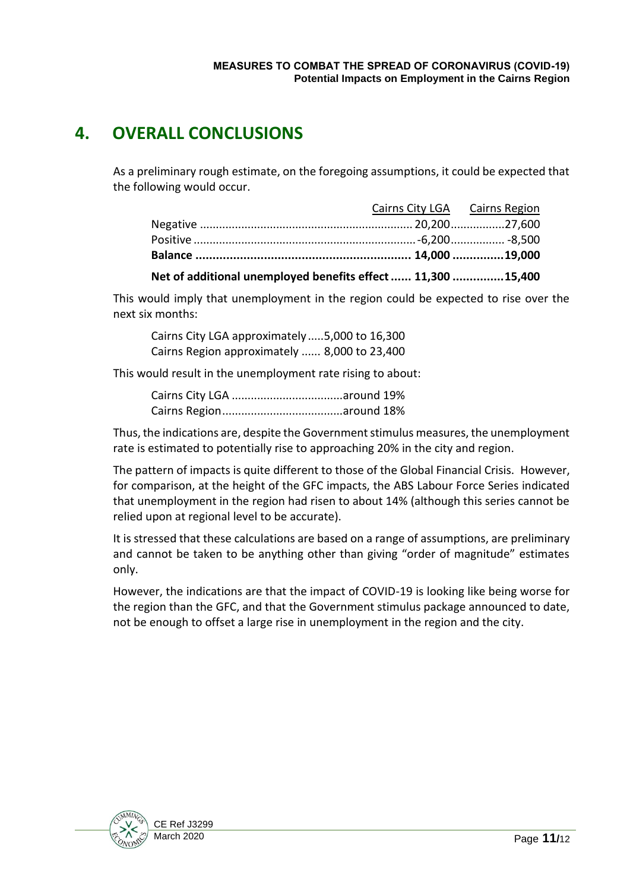# 4. OVERALL CONCLUSIONS

As a preliminary rough estimate, on the foregoing assumptions, it could be expected that the following would occur.

| | Cairns City LGA | Cairns Region |
|---|---|---|
| Negative | 20,200 | 27,600 |
| Positive | -6,200 | -8,500 |
| **Balance** | **14,000** | **19,000** |
| **Net of additional unemployed benefits effect** | **11,300** | **15,400** |

This would imply that unemployment in the region could be expected to rise over the next six months:

Cairns City LGA approximately.....5,000 to 16,300
Cairns Region approximately ...... 8,000 to 23,400

This would result in the unemployment rate rising to about:

Cairns City LGA ..................................around 19%
Cairns Region......................................around 18%

Thus, the indications are, despite the Government stimulus measures, the unemployment rate is estimated to potentially rise to approaching 20% in the city and region.

The pattern of impacts is quite different to those of the Global Financial Crisis. However, for comparison, at the height of the GFC impacts, the ABS Labour Force Series indicated that unemployment in the region had risen to about 14% (although this series cannot be relied upon at regional level to be accurate).

It is stressed that these calculations are based on a range of assumptions, are preliminary and cannot be taken to be anything other than giving "order of magnitude" estimates only.

However, the indications are that the impact of COVID-19 is looking like being worse for the region than the GFC, and that the Government stimulus package announced to date, not be enough to offset a large rise in unemployment in the region and the city.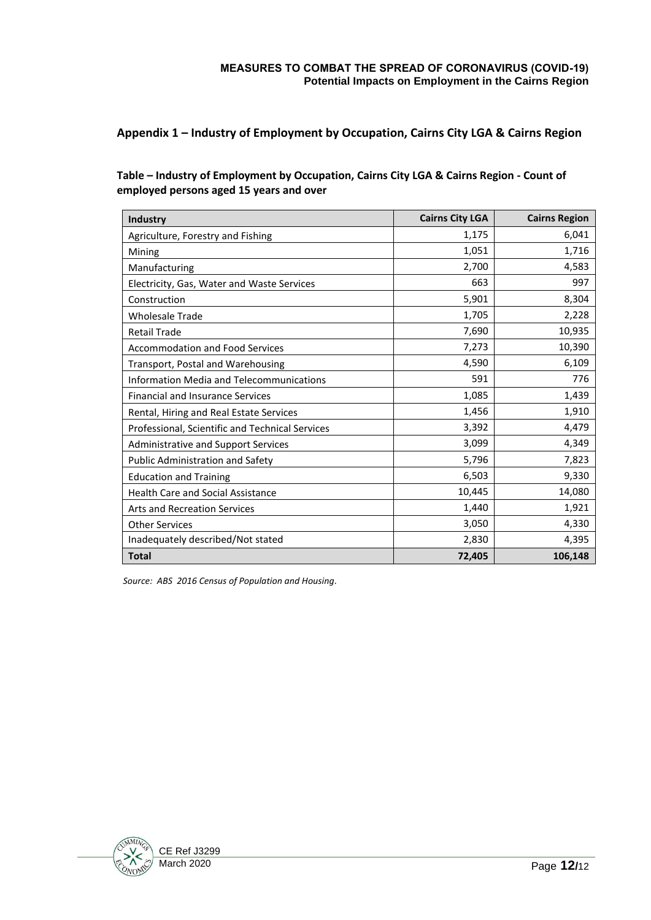## Appendix 1 – Industry of Employment by Occupation, Cairns City LGA & Cairns Region

**Table – Industry of Employment by Occupation, Cairns City LGA & Cairns Region - Count of employed persons aged 15 years and over**

| Industry | Cairns City LGA | Cairns Region |
|---|---|---|
| Agriculture, Forestry and Fishing | 1,175 | 6,041 |
| Mining | 1,051 | 1,716 |
| Manufacturing | 2,700 | 4,583 |
| Electricity, Gas, Water and Waste Services | 663 | 997 |
| Construction | 5,901 | 8,304 |
| Wholesale Trade | 1,705 | 2,228 |
| Retail Trade | 7,690 | 10,935 |
| Accommodation and Food Services | 7,273 | 10,390 |
| Transport, Postal and Warehousing | 4,590 | 6,109 |
| Information Media and Telecommunications | 591 | 776 |
| Financial and Insurance Services | 1,085 | 1,439 |
| Rental, Hiring and Real Estate Services | 1,456 | 1,910 |
| Professional, Scientific and Technical Services | 3,392 | 4,479 |
| Administrative and Support Services | 3,099 | 4,349 |
| Public Administration and Safety | 5,796 | 7,823 |
| Education and Training | 6,503 | 9,330 |
| Health Care and Social Assistance | 10,445 | 14,080 |
| Arts and Recreation Services | 1,440 | 1,921 |
| Other Services | 3,050 | 4,330 |
| Inadequately described/Not stated | 2,830 | 4,395 |
| **Total** | **72,405** | **106,148** |

*Source: ABS 2016 Census of Population and Housing.*